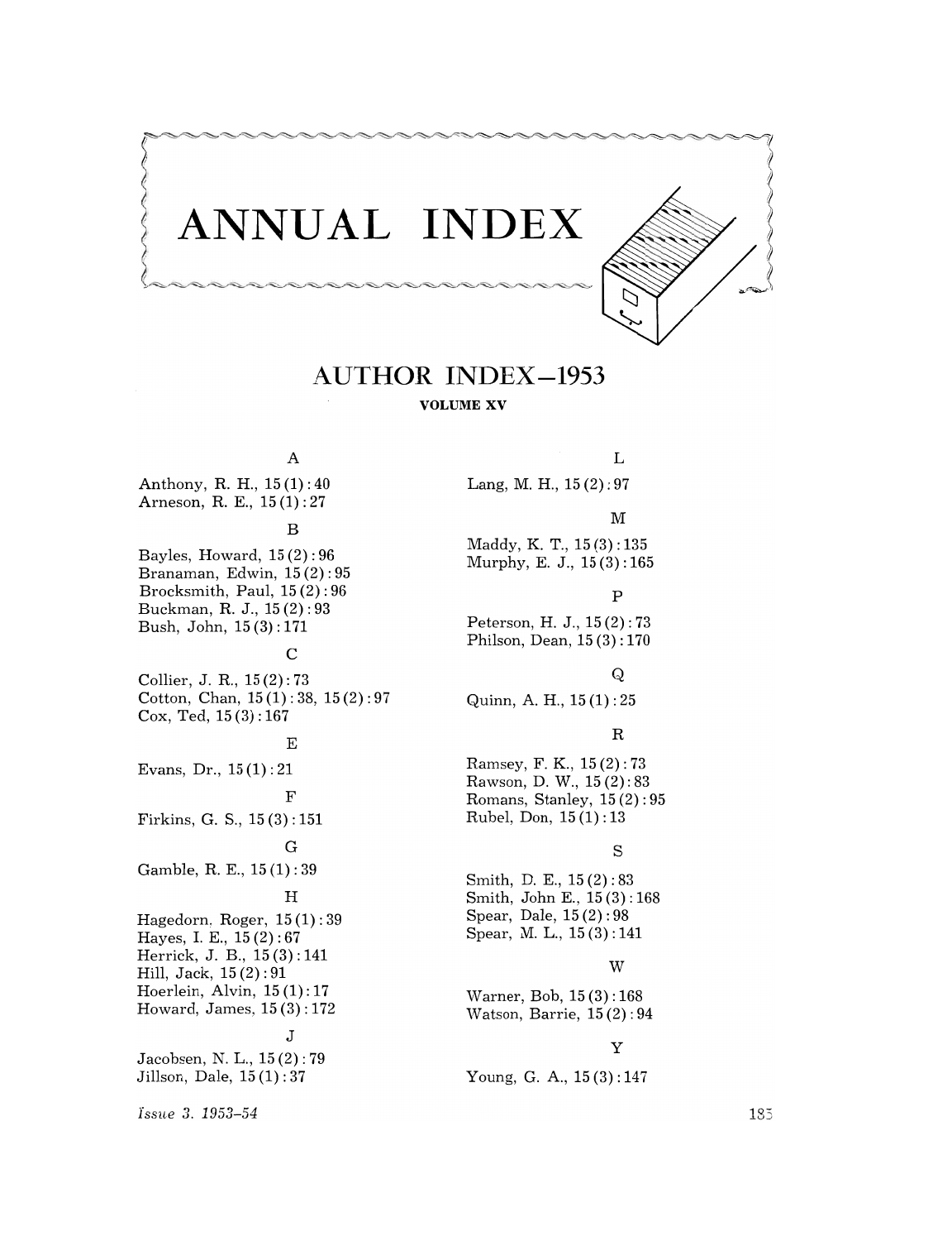# ANNUAL INDEX

## AUTHOR INDEX—1953

**VOLUME XV**

### A

Anthony, R. H., 15 (1) : 40
Arneson, R. E., 15 (1) : 27

### B

Bayles, Howard, 15 (2) : 96
Branaman, Edwin, 15 (2) : 95
Brocksmith, Paul, 15 (2) : 96
Buckman, R. J., 15 (2) : 93
Bush, John, 15 (3) : 171

### C

Collier, J. R., 15 (2) : 73
Cotton, Chan, 15 (1) : 38, 15 (2) : 97
Cox, Ted, 15 (3) : 167

### E

Evans, Dr., 15 (1) : 21

### F

Firkins, G. S., 15 (3) : 151

### G

Gamble, R. E., 15 (1) : 39

### H

Hagedorn, Roger, 15 (1) : 39
Hayes, I. E., 15 (2) : 67
Herrick, J. B., 15 (3) : 141
Hill, Jack, 15 (2) : 91
Hoerlein, Alvin, 15 (1) : 17
Howard, James, 15 (3) : 172

### J

Jacobsen, N. L., 15 (2) : 79
Jillson, Dale, 15 (1) : 37

### L

Lang, M. H., 15 (2) : 97

### M

Maddy, K. T., 15 (3) : 135
Murphy, E. J., 15 (3) : 165

### P

Peterson, H. J., 15 (2) : 73
Philson, Dean, 15 (3) : 170

### Q

Quinn, A. H., 15 (1) : 25

### R

Ramsey, F. K., 15 (2) : 73
Rawson, D. W., 15 (2) : 83
Romans, Stanley, 15 (2) : 95
Rubel, Don, 15 (1) : 13

### S

Smith, D. E., 15 (2) : 83
Smith, John E., 15 (3) : 168
Spear, Dale, 15 (2) : 98
Spear, M. L., 15 (3) : 141

### W

Warner, Bob, 15 (3) : 168
Watson, Barrie, 15 (2) : 94

### Y

Young, G. A., 15 (3) : 147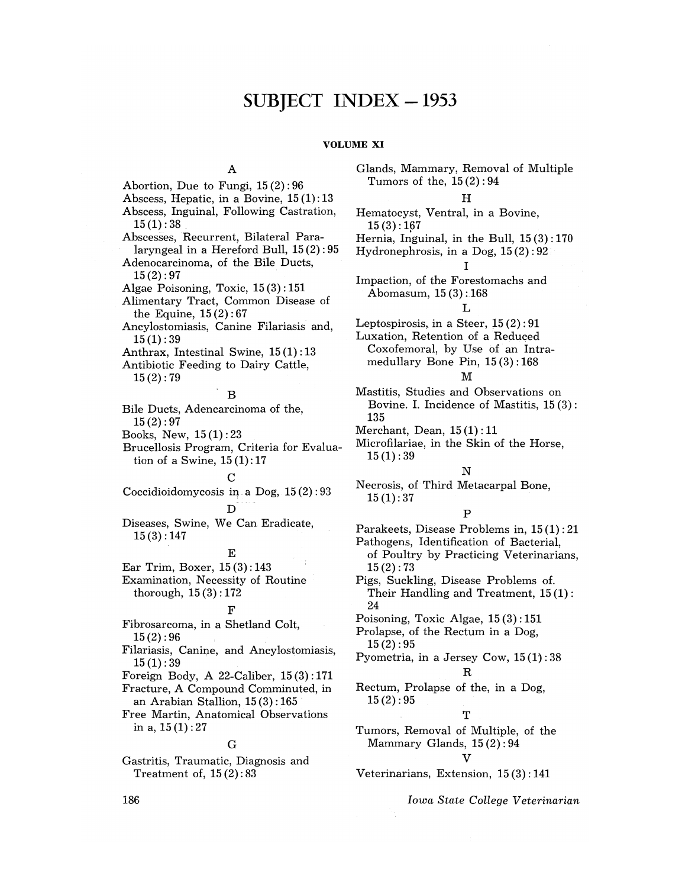# SUBJECT INDEX — 1953

**VOLUME XI**

A

Abortion, Due to Fungi, 15 (2) : 96
Abscess, Hepatic, in a Bovine, 15 (1) : 13
Abscess, Inguinal, Following Castration, 15 (1) : 38
Abscesses, Recurrent, Bilateral Paralaryngeal in a Hereford Bull, 15 (2) : 95
Adenocarcinoma, of the Bile Ducts, 15 (2) : 97
Algae Poisoning, Toxic, 15 (3) : 151
Alimentary Tract, Common Disease of the Equine, 15 (2) : 67
Ancylostomiasis, Canine Filariasis and, 15 (1) : 39
Anthrax, Intestinal Swine, 15 (1) : 13
Antibiotic Feeding to Dairy Cattle, 15 (2) : 79

B

Bile Ducts, Adencarcinoma of the, 15 (2) : 97
Books, New, 15 (1) : 23
Brucellosis Program, Criteria for Evaluation of a Swine, 15 (1) : 17

C

Coccidioidomycosis in a Dog, 15 (2) : 93

D

Diseases, Swine, We Can Eradicate, 15 (3) : 147

E

Ear Trim, Boxer, 15 (3) : 143
Examination, Necessity of Routine thorough, 15 (3) : 172

F

Fibrosarcoma, in a Shetland Colt, 15 (2) : 96
Filariasis, Canine, and Ancylostomiasis, 15 (1) : 39
Foreign Body, A 22-Caliber, 15 (3) : 171
Fracture, A Compound Comminuted, in an Arabian Stallion, 15 (3) : 165
Free Martin, Anatomical Observations in a, 15 (1) : 27

G

Gastritis, Traumatic, Diagnosis and Treatment of, 15 (2) : 83
Glands, Mammary, Removal of Multiple Tumors of the, 15 (2) : 94

H

Hematocyst, Ventral, in a Bovine, 15 (3) : 167
Hernia, Inguinal, in the Bull, 15 (3) : 170
Hydronephrosis, in a Dog, 15 (2) : 92

I

Impaction, of the Forestomachs and Abomasum, 15 (3) : 168

L

Leptospirosis, in a Steer, 15 (2) : 91
Luxation, Retention of a Reduced Coxofemoral, by Use of an Intramedullary Bone Pin, 15 (3) : 168

M

Mastitis, Studies and Observations on Bovine. I. Incidence of Mastitis, 15 (3) : 135
Merchant, Dean, 15 (1) : 11
Microfilariae, in the Skin of the Horse, 15 (1) : 39

N

Necrosis, of Third Metacarpal Bone, 15 (1) : 37

P

Parakeets, Disease Problems in, 15 (1) : 21
Pathogens, Identification of Bacterial, of Poultry by Practicing Veterinarians, 15 (2) : 73
Pigs, Suckling, Disease Problems of. Their Handling and Treatment, 15 (1) : 24
Poisoning, Toxic Algae, 15 (3) : 151
Prolapse, of the Rectum in a Dog, 15 (2) : 95
Pyometria, in a Jersey Cow, 15 (1) : 38

R

Rectum, Prolapse of the, in a Dog, 15 (2) : 95

T

Tumors, Removal of Multiple, of the Mammary Glands, 15 (2) : 94

V

Veterinarians, Extension, 15 (3) : 141